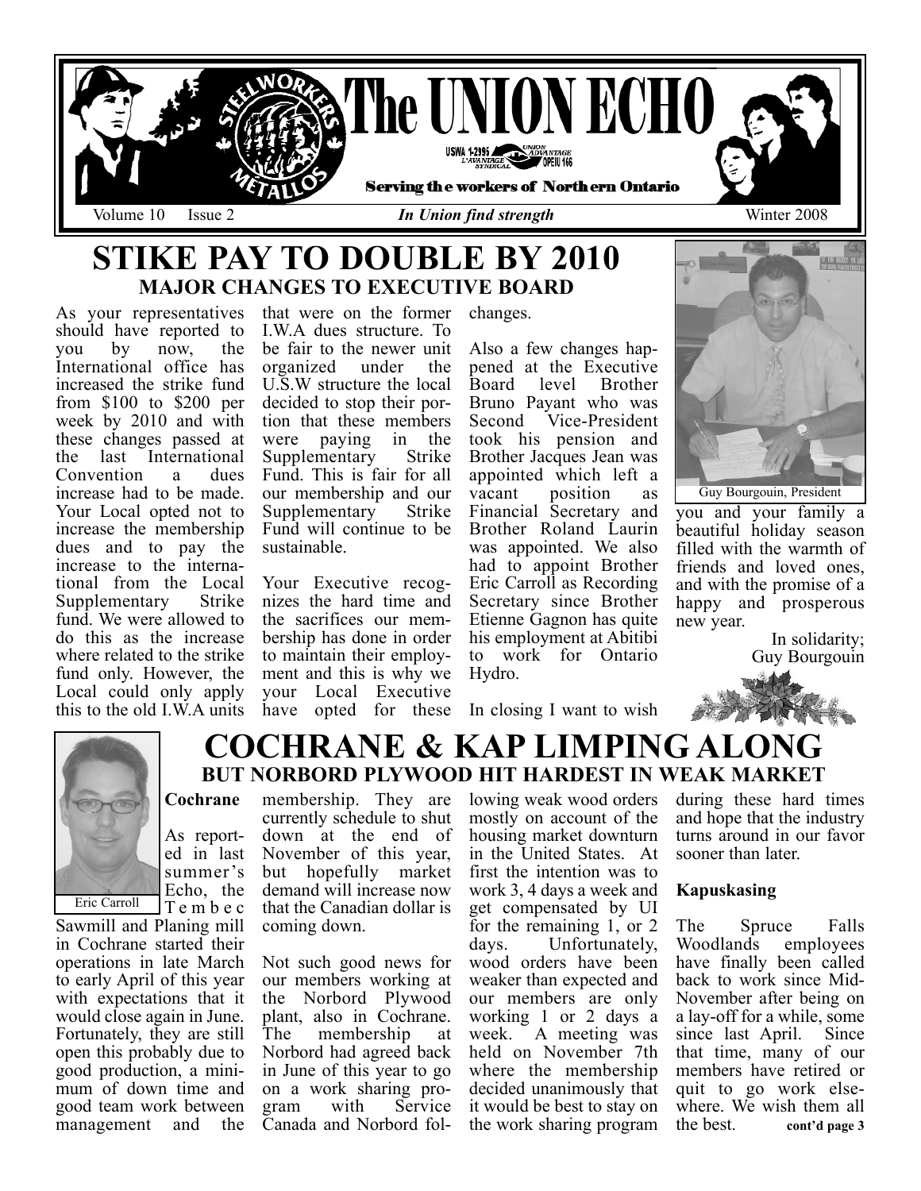# The UNION ECHO

USWA 1-2995 — Union Advantage / L'Avantage Syndical — OPEIU 166

**Serving the workers of Northern Ontario**

Volume 10 Issue 2 — *In Union find strength* — Winter 2008

## STIKE PAY TO DOUBLE BY 2010

### MAJOR CHANGES TO EXECUTIVE BOARD

As your representatives should have reported to you by now, the International office has increased the strike fund from $100 to $200 per week by 2010 and with these changes passed at the last International Convention a dues increase had to be made. Your Local opted not to increase the membership dues and to pay the increase to the international from the Local Supplementary Strike fund. We were allowed to do this as the increase where related to the strike fund only. However, the Local could only apply this to the old I.W.A units that were on the former I.W.A dues structure. To be fair to the newer unit organized under the U.S.W structure the local decided to stop their portion that these members were paying in the Supplementary Strike Fund. This is fair for all our membership and our Supplementary Strike Fund will continue to be sustainable.

Your Executive recognizes the hard time and the sacrifices our membership has done in order to maintain their employment and this is why we your Local Executive have opted for these changes.

Also a few changes happened at the Executive Board level Brother Bruno Payant who was Second Vice-President took his pension and Brother Jacques Jean was appointed which left a vacant position as Financial Secretary and Brother Roland Laurin was appointed. We also had to appoint Brother Eric Carroll as Recording Secretary since Brother Etienne Gagnon has quite his employment at Abitibi to work for Ontario Hydro.

In closing I want to wish you and your family a beautiful holiday season filled with the warmth of friends and loved ones, and with the promise of a happy and prosperous new year.

Guy Bourgouin, President

In solidarity;
Guy Bourgouin

## COCHRANE & KAP LIMPING ALONG

### BUT NORBORD PLYWOOD HIT HARDEST IN WEAK MARKET

Eric Carroll

**Cochrane**

As reported in last summer's Echo, the Tembec Sawmill and Planing mill in Cochrane started their operations in late March to early April of this year with expectations that it would close again in June. Fortunately, they are still open this probably due to good production, a minimum of down time and good team work between management and the membership. They are currently schedule to shut down at the end of November of this year, but hopefully market demand will increase now that the Canadian dollar is coming down.

Not such good news for our members working at the Norbord Plywood plant, also in Cochrane. The membership at Norbord had agreed back in June of this year to go on a work sharing program with Service Canada and Norbord following weak wood orders mostly on account of the housing market downturn in the United States. At first the intention was to work 3, 4 days a week and get compensated by UI for the remaining 1, or 2 days. Unfortunately, wood orders have been weaker than expected and our members are only working 1 or 2 days a week. A meeting was held on November 7th where the membership decided unanimously that it would be best to stay on the work sharing program during these hard times and hope that the industry turns around in our favor sooner than later.

**Kapuskasing**

The Spruce Falls Woodlands employees have finally been called back to work since Mid-November after being on a lay-off for a while, some since last April. Since that time, many of our members have retired or quit to go work elsewhere. We wish them all the best. **cont'd page 3**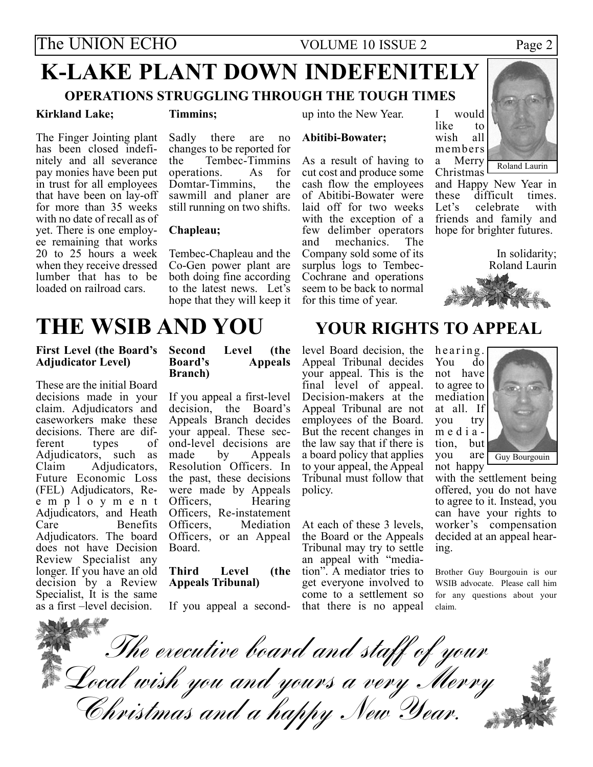# K-LAKE PLANT DOWN INDEFENITELY

### OPERATIONS STRUGGLING THROUGH THE TOUGH TIMES

**Kirkland Lake;**

The Finger Jointing plant has been closed indefinitely and all severance pay monies have been put in trust for all employees that have been on lay-off for more than 35 weeks with no date of recall as of yet. There is one employee remaining that works 20 to 25 hours a week when they receive dressed lumber that has to be loaded on railroad cars.

**Timmins;**

Sadly there are no changes to be reported for the Tembec-Timmins operations. As for Domtar-Timmins, the sawmill and planer are still running on two shifts.

**Chapleau;**

Tembec-Chapleau and the Co-Gen power plant are both doing fine according to the latest news. Let's hope that they will keep it up into the New Year.

**Abitibi-Bowater;**

As a result of having to cut cost and produce some cash flow the employees of Abitibi-Bowater were laid off for two weeks with the exception of a few delimber operators and mechanics. The Company sold some of its surplus logs to Tembec-Cochrane and operations seem to be back to normal for this time of year.

Roland Laurin

I would like to wish all members a Merry Christmas and Happy New Year in these difficult times. Let's celebrate with friends and family and hope for brighter futures.

In solidarity;
Roland Laurin

# THE WSIB AND YOU — YOUR RIGHTS TO APPEAL

**First Level (the Board's Adjudicator Level)**

These are the initial Board decisions made in your claim. Adjudicators and caseworkers make these decisions. There are different types of Adjudicators, such as Claim Adjudicators, Future Economic Loss (FEL) Adjudicators, Re-employment Adjudicators, and Heath Care Benefits Adjudicators. The board does not have Decision Review Specialist any longer. If you have an old decision by a Review Specialist, It is the same as a first –level decision.

**Second Level (the Board's Appeals Branch)**

If you appeal a first-level decision, the Board's Appeals Branch decides your appeal. These second-level decisions are made by Appeals Resolution Officers. In the past, these decisions were made by Appeals Officers, Hearing Officers, Re-instatement Officers, Mediation Officers, or an Appeal Board.

**Third Level (the Appeals Tribunal)**

If you appeal a second-level Board decision, the Appeal Tribunal decides your appeal. This is the final level of appeal. Decision-makers at the Appeal Tribunal are not employees of the Board. But the recent changes in the law say that if there is a board policy that applies to your appeal, the Appeal Tribunal must follow that policy.

At each of these 3 levels, the Board or the Appeals Tribunal may try to settle an appeal with "mediation". A mediator tries to get everyone involved to come to a settlement so that there is no appeal hearing. You do not have to agree to mediation at all. If you try mediation, but you are not happy with the settlement being offered, you do not have to agree to it. Instead, you can have your rights to worker's compensation decided at an appeal hearing.

Guy Bourgouin

Brother Guy Bourgouin is our WSIB advocate. Please call him for any questions about your claim.

*The executive board and staff of your Local wish you and yours a very Merry Christmas and a happy New Year.*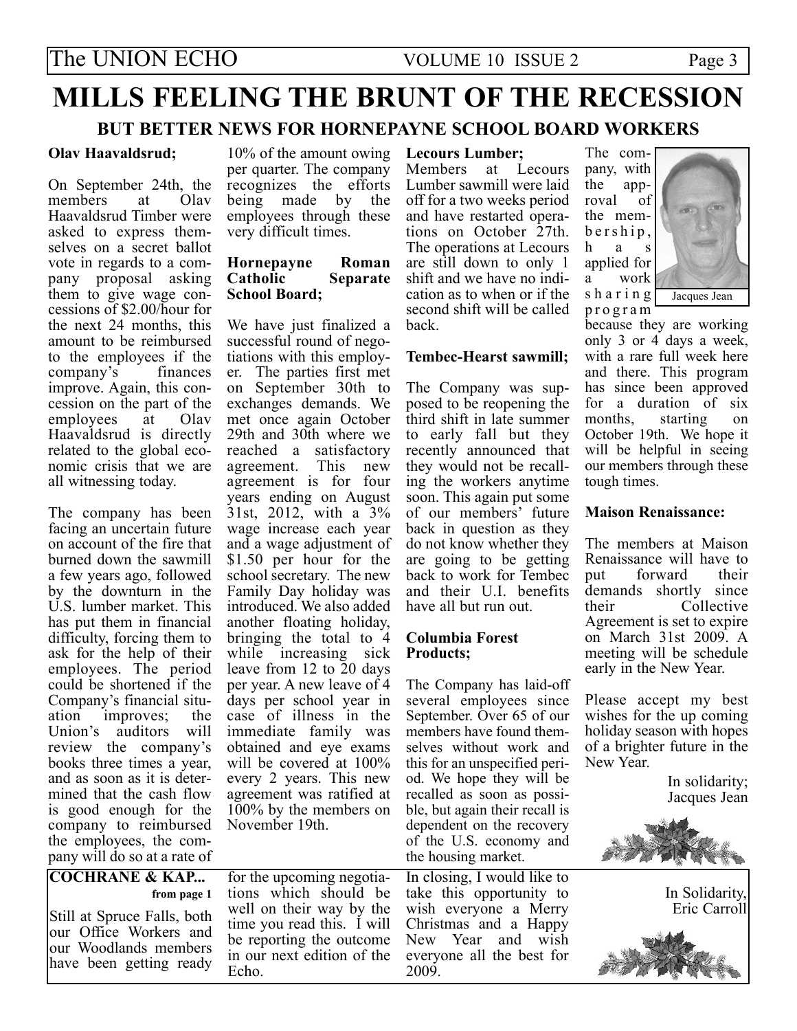# MILLS FEELING THE BRUNT OF THE RECESSION

## BUT BETTER NEWS FOR HORNEPAYNE SCHOOL BOARD WORKERS

**Olav Haavaldsrud;**

On September 24th, the members at Olav Haavaldsrud Timber were asked to express themselves on a secret ballot vote in regards to a company proposal asking them to give wage concessions of $2.00/hour for the next 24 months, this amount to be reimbursed to the employees if the company's finances improve. Again, this concession on the part of the employees at Olav Haavaldsrud is directly related to the global economic crisis that we are all witnessing today.

The company has been facing an uncertain future on account of the fire that burned down the sawmill a few years ago, followed by the downturn in the U.S. lumber market. This has put them in financial difficulty, forcing them to ask for the help of their employees. The period could be shortened if the Company's financial situation improves; the Union's auditors will review the company's books three times a year, and as soon as it is determined that the cash flow is good enough for the company to reimbursed the employees, the company will do so at a rate of 10% of the amount owing per quarter. The company recognizes the efforts being made by the employees through these very difficult times.

**Hornepayne Roman Catholic Separate School Board;**

We have just finalized a successful round of negotiations with this employer. The parties first met on September 30th to exchanges demands. We met once again October 29th and 30th where we reached a satisfactory agreement. This new agreement is for four years ending on August 31st, 2012, with a 3% wage increase each year and a wage adjustment of $1.50 per hour for the school secretary. The new Family Day holiday was introduced. We also added another floating holiday, bringing the total to 4 while increasing sick leave from 12 to 20 days per year. A new leave of 4 days per school year in case of illness in the immediate family was obtained and eye exams will be covered at 100% every 2 years. This new agreement was ratified at 100% by the members on November 19th.

**Lecours Lumber;**

Members at Lecours Lumber sawmill were laid off for a two weeks period and have restarted operations on October 27th. The operations at Lecours are still down to only 1 shift and we have no indication as to when or if the second shift will be called back.

**Tembec-Hearst sawmill;**

The Company was supposed to be reopening the third shift in late summer to early fall but they recently announced that they would not be recalling the workers anytime soon. This again put some of our members' future back in question as they do not know whether they are going to be getting back to work for Tembec and their U.I. benefits have all but run out.

**Columbia Forest Products;**

The Company has laid-off several employees since September. Over 65 of our members have found themselves without work and this for an unspecified period. We hope they will be recalled as soon as possible, but again their recall is dependent on the recovery of the U.S. economy and the housing market.

The company, with the approval of the membership, has applied for a work sharing program because they are working only 3 or 4 days a week, with a rare full week here and there. This program has since been approved for a duration of six months, starting on October 19th. We hope it will be helpful in seeing our members through these tough times.

Jacques Jean

**Maison Renaissance:**

The members at Maison Renaissance will have to put forward their demands shortly since their Collective Agreement is set to expire on March 31st 2009. A meeting will be schedule early in the New Year.

Please accept my best wishes for the up coming holiday season with hopes of a brighter future in the New Year.

In solidarity;
Jacques Jean

---

**COCHRANE & KAP...**
**from page 1**

Still at Spruce Falls, both our Office Workers and our Woodlands members have been getting ready for the upcoming negotiations which should be well on their way by the time you read this. I will be reporting the outcome in our next edition of the Echo.

In closing, I would like to take this opportunity to wish everyone a Merry Christmas and a Happy New Year and wish everyone all the best for 2009.

In Solidarity,
Eric Carroll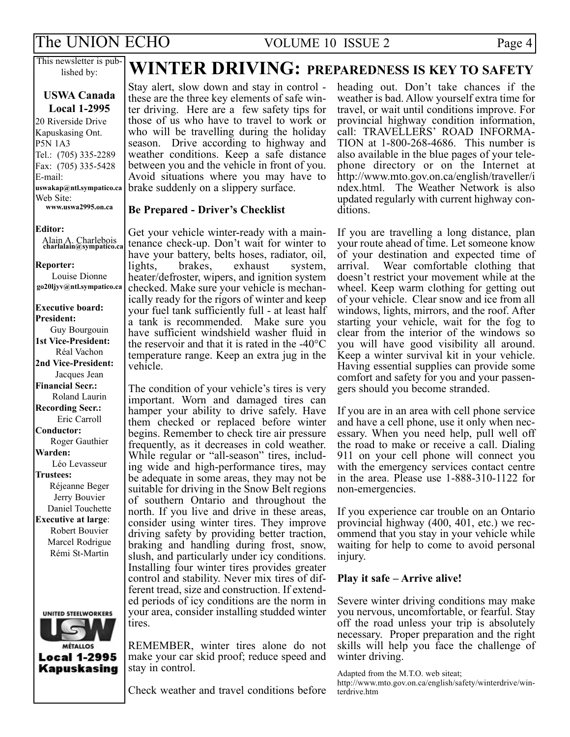This newsletter is published by:

**USWA Canada Local 1-2995**
20 Riverside Drive
Kapuskasing Ont.
P5N 1A3
Tel.: (705) 335-2289
Fax: (705) 335-5428
E-mail:
**uswakap@ntl.sympatico.ca**
Web Site:
**www.uswa2995.on.ca**

**Editor:**
Alain A. Charlebois
**charlalain@sympatico.ca**

**Reporter:**
Louise Dionne
**go20ljyv@ntl.sympatico.ca**

**Executive board:**
**President:**
Guy Bourgouin
**1st Vice-President:**
Réal Vachon
**2nd Vice-President:**
Jacques Jean
**Financial Secr.:**
Roland Laurin
**Recording Secr.:**
Eric Carroll
**Conductor:**
Roger Gauthier
**Warden:**
Léo Levasseur
**Trustees:**
Réjeanne Beger
Jerry Bouvier
Daniel Touchette
**Executive at large**:
Robert Bouvier
Marcel Rodrigue
Rémi St-Martin

UNITED STEELWORKERS
MÉTALLOS
**Local 1-2995**
**Kapuskasing**

# WINTER DRIVING: PREPAREDNESS IS KEY TO SAFETY

Stay alert, slow down and stay in control - these are the three key elements of safe winter driving. Here are a few safety tips for those of us who have to travel to work or who will be travelling during the holiday season. Drive according to highway and weather conditions. Keep a safe distance between you and the vehicle in front of you. Avoid situations where you may have to brake suddenly on a slippery surface.

**Be Prepared - Driver's Checklist**

Get your vehicle winter-ready with a maintenance check-up. Don't wait for winter to have your battery, belts hoses, radiator, oil, lights, brakes, exhaust system, heater/defroster, wipers, and ignition system checked. Make sure your vehicle is mechanically ready for the rigors of winter and keep your fuel tank sufficiently full - at least half a tank is recommended. Make sure you have sufficient windshield washer fluid in the reservoir and that it is rated in the -40°C temperature range. Keep an extra jug in the vehicle.

The condition of your vehicle's tires is very important. Worn and damaged tires can hamper your ability to drive safely. Have them checked or replaced before winter begins. Remember to check tire air pressure frequently, as it decreases in cold weather. While regular or "all-season" tires, including wide and high-performance tires, may be adequate in some areas, they may not be suitable for driving in the Snow Belt regions of southern Ontario and throughout the north. If you live and drive in these areas, consider using winter tires. They improve driving safety by providing better traction, braking and handling during frost, snow, slush, and particularly under icy conditions. Installing four winter tires provides greater control and stability. Never mix tires of different tread, size and construction. If extended periods of icy conditions are the norm in your area, consider installing studded winter tires.

REMEMBER, winter tires alone do not make your car skid proof; reduce speed and stay in control.

Check weather and travel conditions before heading out. Don't take chances if the weather is bad. Allow yourself extra time for travel, or wait until conditions improve. For provincial highway condition information, call: TRAVELLERS' ROAD INFORMATION at 1-800-268-4686. This number is also available in the blue pages of your telephone directory or on the Internet at http://www.mto.gov.on.ca/english/traveller/index.html. The Weather Network is also updated regularly with current highway conditions.

If you are travelling a long distance, plan your route ahead of time. Let someone know of your destination and expected time of arrival. Wear comfortable clothing that doesn't restrict your movement while at the wheel. Keep warm clothing for getting out of your vehicle. Clear snow and ice from all windows, lights, mirrors, and the roof. After starting your vehicle, wait for the fog to clear from the interior of the windows so you will have good visibility all around. Keep a winter survival kit in your vehicle. Having essential supplies can provide some comfort and safety for you and your passengers should you become stranded.

If you are in an area with cell phone service and have a cell phone, use it only when necessary. When you need help, pull well off the road to make or receive a call. Dialing 911 on your cell phone will connect you with the emergency services contact centre in the area. Please use 1-888-310-1122 for non-emergencies.

If you experience car trouble on an Ontario provincial highway (400, 401, etc.) we recommend that you stay in your vehicle while waiting for help to come to avoid personal injury.

**Play it safe – Arrive alive!**

Severe winter driving conditions may make you nervous, uncomfortable, or fearful. Stay off the road unless your trip is absolutely necessary. Proper preparation and the right skills will help you face the challenge of winter driving.

Adapted from the M.T.O. web siteat;
http://www.mto.gov.on.ca/english/safety/winterdrive/winterdrive.htm